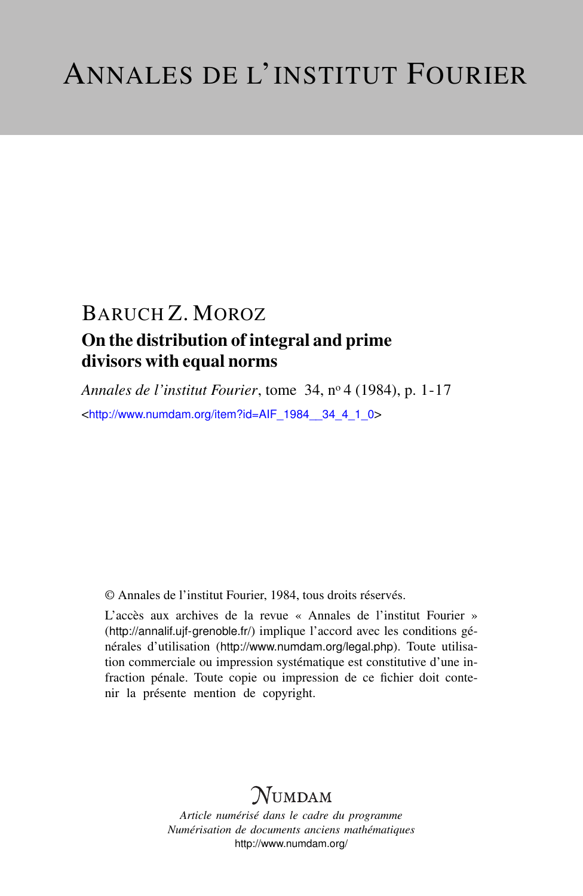# ANNALES DE L'INSTITUT FOURIER

BARUCH Z. MOROZ

## On the distribution of integral and prime divisors with equal norms

*Annales de l'institut Fourier*, tome 34, n$^o$ 4 (1984), p. 1-17

<http://www.numdam.org/item?id=AIF_1984__34_4_1_0>

© Annales de l'institut Fourier, 1984, tous droits réservés.

L'accès aux archives de la revue « Annales de l'institut Fourier » (http://annalif.ujf-grenoble.fr/) implique l'accord avec les conditions générales d'utilisation (http://www.numdam.org/legal.php). Toute utilisation commerciale ou impression systématique est constitutive d'une infraction pénale. Toute copie ou impression de ce fichier doit contenir la présente mention de copyright.

NUMDAM

*Article numérisé dans le cadre du programme*
*Numérisation de documents anciens mathématiques*
http://www.numdam.org/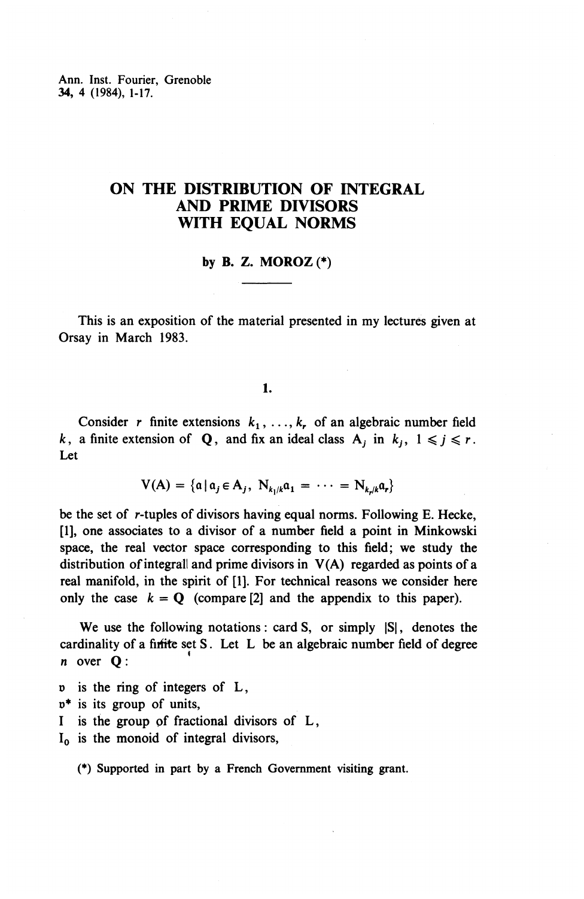Ann. Inst. Fourier, Grenoble
**34**, 4 (1984), 1-17.

# ON THE DISTRIBUTION OF INTEGRAL AND PRIME DIVISORS WITH EQUAL NORMS

**by B. Z. MOROZ (\*)**

This is an exposition of the material presented in my lectures given at Orsay in March 1983.

## 1.

Consider $r$ finite extensions $k_1, \ldots, k_r$ of an algebraic number field $k$, a finite extension of $\mathbf{Q}$, and fix an ideal class $A_j$ in $k_j$, $1 \leqslant j \leqslant r$. Let

$$V(A) = \{\mathfrak{a} \mid \mathfrak{a}_j \in A_j,\ N_{k_1/k}\mathfrak{a}_1 = \cdots = N_{k_r/k}\mathfrak{a}_r\}$$

be the set of $r$-tuples of divisors having equal norms. Following E. Hecke, [1], one associates to a divisor of a number field a point in Minkowski space, the real vector space corresponding to this field; we study the distribution of integrall and prime divisors in $V(A)$ regarded as points of a real manifold, in the spirit of [1]. For technical reasons we consider here only the case $k = \mathbf{Q}$ (compare [2] and the appendix to this paper).

We use the following notations: card S, or simply $|S|$, denotes the cardinality of a finite set S. Let L be an algebraic number field of degree $n$ over $\mathbf{Q}$:

- $\mathfrak{o}$ is the ring of integers of L,
- $\mathfrak{o}^*$ is its group of units,
- I is the group of fractional divisors of L,
- $I_0$ is the monoid of integral divisors,

(\*) Supported in part by a French Government visiting grant.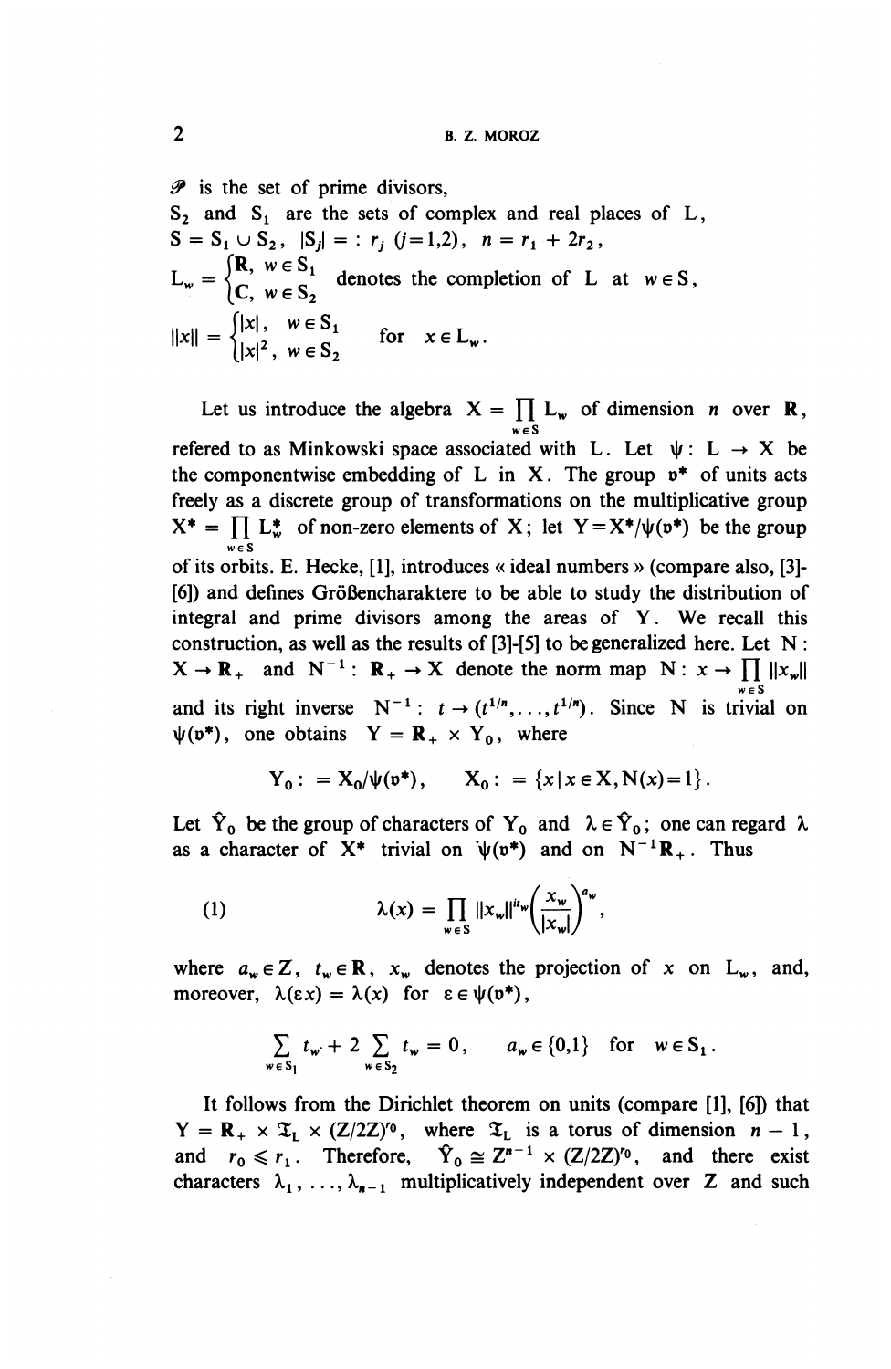$\mathscr{P}$ is the set of prime divisors,

$S_2$ and $S_1$ are the sets of complex and real places of $L$,

$S = S_1 \cup S_2$, $|S_j| =: r_j$ $(j=1,2)$, $n = r_1 + 2r_2$,

$L_w = \begin{cases} \mathbf{R}, & w \in S_1 \\ \mathbf{C}, & w \in S_2 \end{cases}$ denotes the completion of $L$ at $w \in S$,

$\|x\| = \begin{cases} |x|, & w \in S_1 \\ |x|^2, & w \in S_2 \end{cases}$ for $x \in L_w$.

Let us introduce the algebra $X = \prod_{w \in S} L_w$ of dimension $n$ over $\mathbf{R}$, refered to as Minkowski space associated with $L$. Let $\psi : L \to X$ be the componentwise embedding of $L$ in $X$. The group $\mathfrak{o}^*$ of units acts freely as a discrete group of transformations on the multiplicative group $X^* = \prod_{w \in S} L_w^*$ of non-zero elements of $X$; let $Y = X^*/\psi(\mathfrak{o}^*)$ be the group of its orbits. E. Hecke, [1], introduces « ideal numbers » (compare also, [3]-[6]) and defines Größencharaktere to be able to study the distribution of integral and prime divisors among the areas of $Y$. We recall this construction, as well as the results of [3]-[5] to be generalized here. Let $N : X \to \mathbf{R}_+$ and $N^{-1} : \mathbf{R}_+ \to X$ denote the norm map $N : x \to \prod_{w \in S} \|x_w\|$ and its right inverse $N^{-1} : t \to (t^{1/n}, \dots, t^{1/n})$. Since $N$ is trivial on $\psi(\mathfrak{o}^*)$, one obtains $Y = \mathbf{R}_+ \times Y_0$, where

$$Y_0 := X_0/\psi(\mathfrak{o}^*), \qquad X_0 := \{x \mid x \in X, N(x) = 1\}.$$

Let $\hat{Y}_0$ be the group of characters of $Y_0$ and $\lambda \in \hat{Y}_0$; one can regard $\lambda$ as a character of $X^*$ trivial on $\psi(\mathfrak{o}^*)$ and on $N^{-1}\mathbf{R}_+$. Thus

$$(1) \qquad \lambda(x) = \prod_{w \in S} \|x_w\|^{it_w} \left( \frac{x_w}{|x_w|} \right)^{a_w},$$

where $a_w \in \mathbf{Z}$, $t_w \in \mathbf{R}$, $x_w$ denotes the projection of $x$ on $L_w$, and, moreover, $\lambda(\varepsilon x) = \lambda(x)$ for $\varepsilon \in \psi(\mathfrak{o}^*)$,

$$\sum_{w \in S_1} t_w + 2 \sum_{w \in S_2} t_w = 0, \qquad a_w \in \{0,1\} \text{ for } w \in S_1.$$

It follows from the Dirichlet theorem on units (compare [1], [6]) that $Y = \mathbf{R}_+ \times \mathfrak{T}_L \times (\mathbf{Z}/2\mathbf{Z})^{r_0}$, where $\mathfrak{T}_L$ is a torus of dimension $n-1$, and $r_0 \leqslant r_1$. Therefore, $\hat{Y}_0 \cong \mathbf{Z}^{n-1} \times (\mathbf{Z}/2\mathbf{Z})^{r_0}$, and there exist characters $\lambda_1, \dots, \lambda_{n-1}$ multiplicatively independent over $\mathbf{Z}$ and such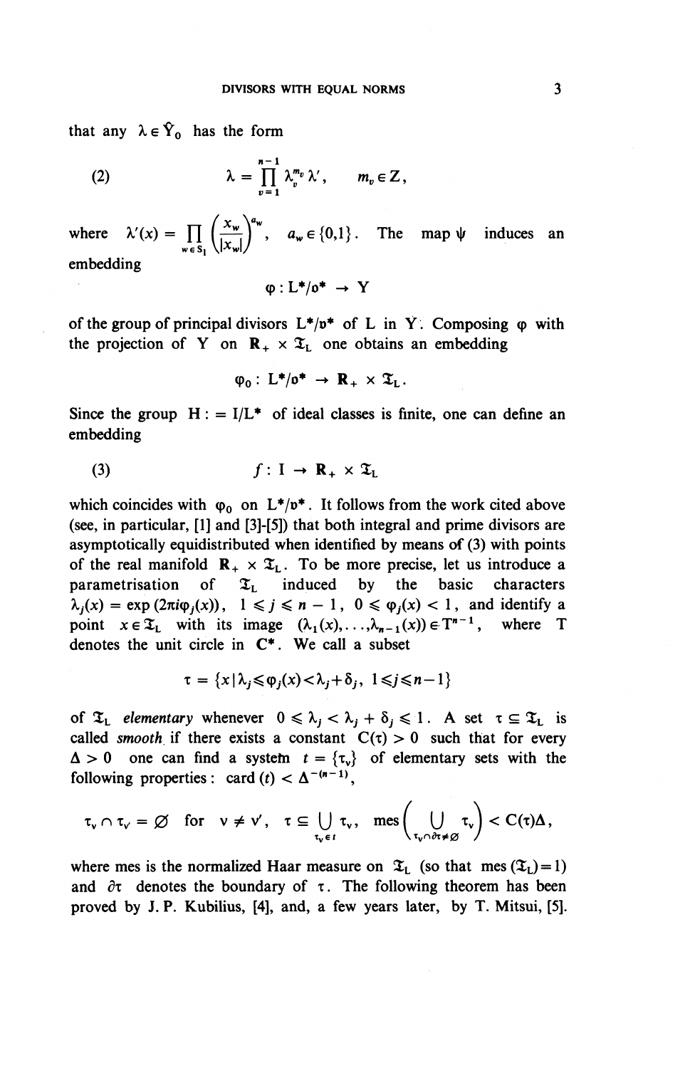that any $\lambda \in \hat{Y}_0$ has the form

$$\lambda = \prod_{v=1}^{n-1} \lambda_v^{m_v} \lambda', \qquad m_v \in \mathbf{Z}, \tag{2}$$

where $\lambda'(x) = \prod_{w \in S_1} \left(\frac{x_w}{|x_w|}\right)^{a_w}$, $a_w \in \{0,1\}$. The map $\psi$ induces an embedding

$$\varphi : \mathrm{L}^*/\mathfrak{o}^* \to \mathrm{Y}$$

of the group of principal divisors $\mathrm{L}^*/\mathfrak{o}^*$ of L in Y. Composing $\varphi$ with the projection of Y on $\mathbf{R}_+ \times \mathfrak{T}_\mathrm{L}$ one obtains an embedding

$$\varphi_0 : \mathrm{L}^*/\mathfrak{o}^* \to \mathbf{R}_+ \times \mathfrak{T}_\mathrm{L}.$$

Since the group $\mathrm{H} := \mathrm{I}/\mathrm{L}^*$ of ideal classes is finite, one can define an embedding

$$f : \mathrm{I} \to \mathbf{R}_+ \times \mathfrak{T}_\mathrm{L} \tag{3}$$

which coincides with $\varphi_0$ on $\mathrm{L}^*/\mathfrak{o}^*$. It follows from the work cited above (see, in particular, [1] and [3]-[5]) that both integral and prime divisors are asymptotically equidistributed when identified by means of (3) with points of the real manifold $\mathbf{R}_+ \times \mathfrak{T}_\mathrm{L}$. To be more precise, let us introduce a parametrisation of $\mathfrak{T}_\mathrm{L}$ induced by the basic characters $\lambda_j(x) = \exp(2\pi i \varphi_j(x))$, $1 \leqslant j \leqslant n-1$, $0 \leqslant \varphi_j(x) < 1$, and identify a point $x \in \mathfrak{T}_\mathrm{L}$ with its image $(\lambda_1(x), \ldots, \lambda_{n-1}(x)) \in \mathrm{T}^{n-1}$, where T denotes the unit circle in $\mathbf{C}^*$. We call a subset

$$\tau = \{x \mid \lambda_j \leqslant \varphi_j(x) < \lambda_j + \delta_j,\ 1 \leqslant j \leqslant n-1\}$$

of $\mathfrak{T}_\mathrm{L}$ *elementary* whenever $0 \leqslant \lambda_j < \lambda_j + \delta_j \leqslant 1$. A set $\tau \subseteq \mathfrak{T}_\mathrm{L}$ is called *smooth* if there exists a constant $C(\tau) > 0$ such that for every $\Delta > 0$ one can find a system $t = \{\tau_v\}$ of elementary sets with the following properties: $\mathrm{card}(t) < \Delta^{-(n-1)}$,

$$\tau_v \cap \tau_{v'} = \varnothing \text{ for } v \neq v', \quad \tau \subseteq \bigcup_{\tau_v \in t} \tau_v, \quad \mathrm{mes}\Big(\bigcup_{\tau_v \cap \partial\tau \neq \varnothing} \tau_v\Big) < C(\tau)\Delta,$$

where mes is the normalized Haar measure on $\mathfrak{T}_\mathrm{L}$ (so that $\mathrm{mes}(\mathfrak{T}_\mathrm{L}) = 1$) and $\partial\tau$ denotes the boundary of $\tau$. The following theorem has been proved by J. P. Kubilius, [4], and, a few years later, by T. Mitsui, [5].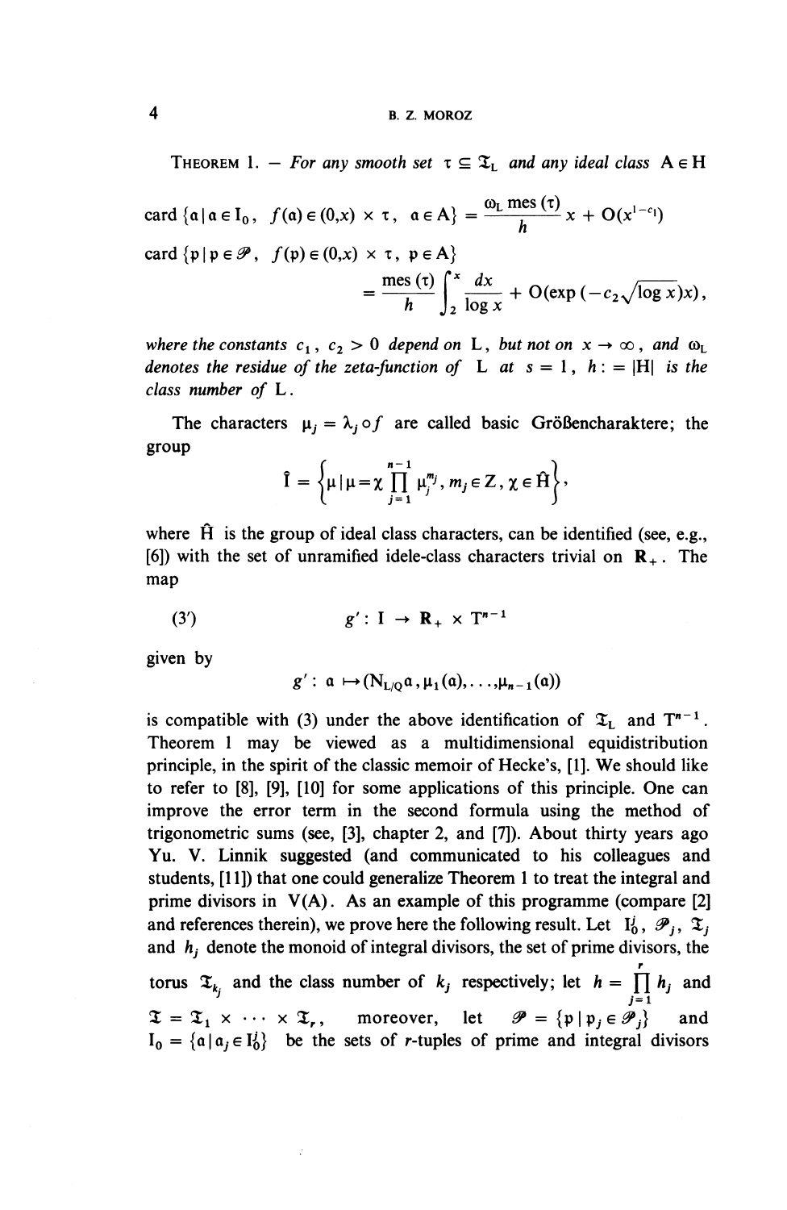THEOREM 1. — *For any smooth set* $\tau \subseteq \mathfrak{T}_L$ *and any ideal class* $A \in H$

$$\operatorname{card}\{\mathfrak{a} \mid \mathfrak{a} \in I_0,\ f(\mathfrak{a}) \in (0,x) \times \tau,\ \mathfrak{a} \in A\} = \frac{\omega_L \operatorname{mes}(\tau)}{h} x + O(x^{1-c_1})$$

$$\operatorname{card}\{\mathfrak{p} \mid \mathfrak{p} \in \mathscr{P},\ f(\mathfrak{p}) \in (0,x) \times \tau,\ \mathfrak{p} \in A\}$$
$$= \frac{\operatorname{mes}(\tau)}{h} \int_2^x \frac{dx}{\log x} + O(\exp(-c_2\sqrt{\log x})x),$$

*where the constants* $c_1$, $c_2 > 0$ *depend on* L, *but not on* $x \to \infty$, *and* $\omega_L$ *denotes the residue of the zeta-function of* L *at* $s = 1$, $h := |H|$ *is the class number of* L.

The characters $\mu_j = \lambda_j \circ f$ are called basic Größencharaktere; the group

$$\hat{I} = \left\{ \mu \mid \mu = \chi \prod_{j=1}^{n-1} \mu_j^{m_j},\ m_j \in Z,\ \chi \in \hat{H} \right\},$$

where $\hat{H}$ is the group of ideal class characters, can be identified (see, e.g., [6]) with the set of unramified idele-class characters trivial on $\mathbf{R}_+$. The map

$$g' : I \to \mathbf{R}_+ \times T^{n-1} \tag{3'}$$

given by

$$g' : \mathfrak{a} \mapsto (N_{L/Q}\mathfrak{a}, \mu_1(\mathfrak{a}), \ldots, \mu_{n-1}(\mathfrak{a}))$$

is compatible with (3) under the above identification of $\mathfrak{T}_L$ and $T^{n-1}$. Theorem 1 may be viewed as a multidimensional equidistribution principle, in the spirit of the classic memoir of Hecke's, [1]. We should like to refer to [8], [9], [10] for some applications of this principle. One can improve the error term in the second formula using the method of trigonometric sums (see, [3], chapter 2, and [7]). About thirty years ago Yu. V. Linnik suggested (and communicated to his colleagues and students, [11]) that one could generalize Theorem 1 to treat the integral and prime divisors in V(A). As an example of this programme (compare [2] and references therein), we prove here the following result. Let $I_0^j$, $\mathscr{P}_j$, $\mathfrak{T}_j$ and $h_j$ denote the monoid of integral divisors, the set of prime divisors, the torus $\mathfrak{T}_{k_j}$ and the class number of $k_j$ respectively; let $h = \prod_{j=1}^{r} h_j$ and $\mathfrak{T} = \mathfrak{T}_1 \times \cdots \times \mathfrak{T}_r$, moreover, let $\mathscr{P} = \{\mathfrak{p} \mid \mathfrak{p}_j \in \mathscr{P}_j\}$ and $I_0 = \{\mathfrak{a} \mid \mathfrak{a}_j \in I_0^j\}$ be the sets of $r$-tuples of prime and integral divisors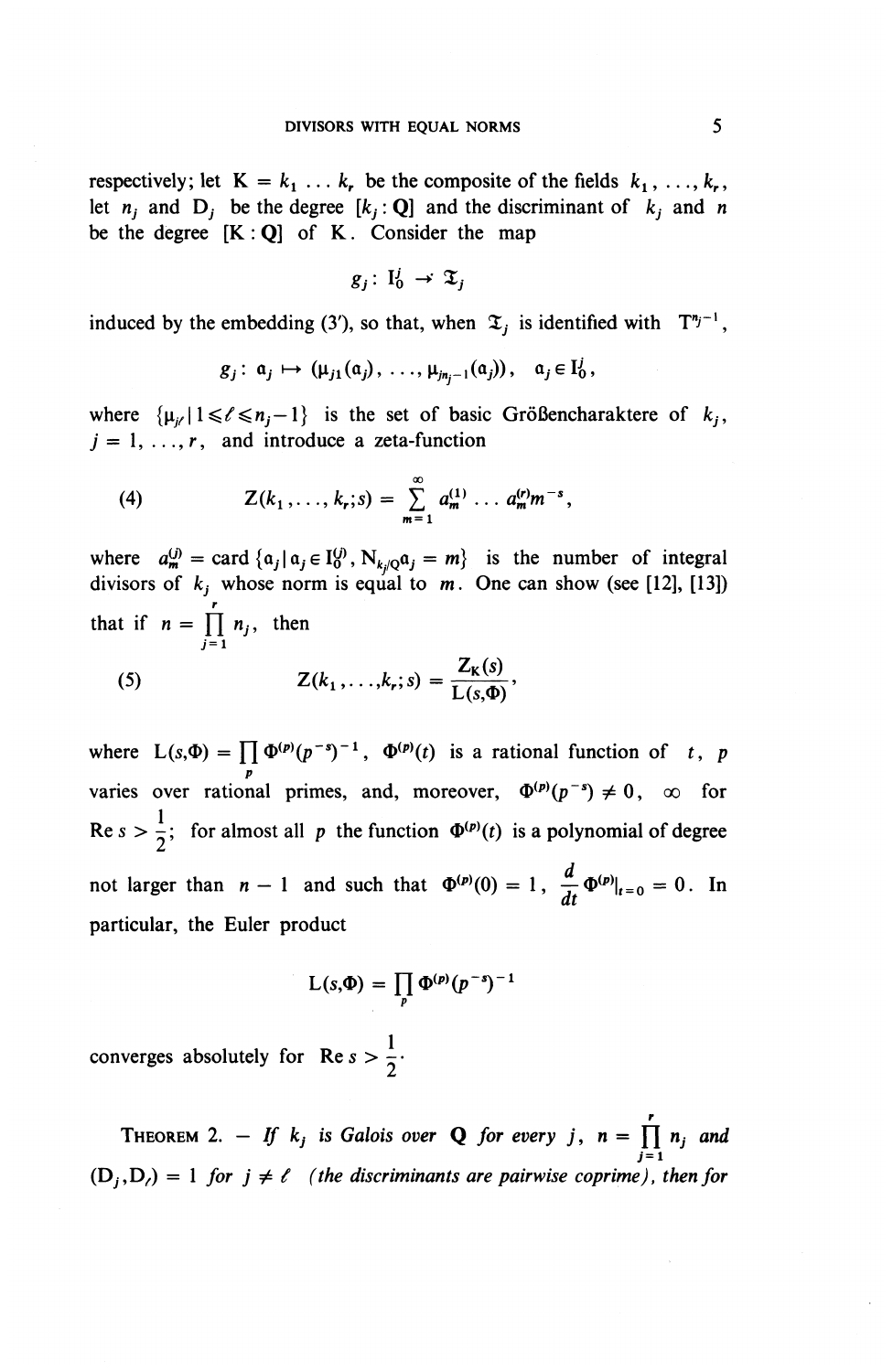respectively; let $K = k_1 \ldots k_r$ be the composite of the fields $k_1, \ldots, k_r$, let $n_j$ and $D_j$ be the degree $[k_j : \mathbf{Q}]$ and the discriminant of $k_j$ and $n$ be the degree $[K : \mathbf{Q}]$ of $K$. Consider the map

$$g_j : \mathrm{I}_0^j \to \mathfrak{T}_j$$

induced by the embedding (3′), so that, when $\mathfrak{T}_j$ is identified with $\mathrm{T}^{n_j - 1}$,

$$g_j : \mathfrak{a}_j \mapsto (\mu_{j1}(\mathfrak{a}_j), \ldots, \mu_{jn_j-1}(\mathfrak{a}_j)), \quad \mathfrak{a}_j \in \mathrm{I}_0^j,$$

where $\{\mu_{j\ell} \mid 1 \leqslant \ell \leqslant n_j - 1\}$ is the set of basic Größencharaktere of $k_j$, $j = 1, \ldots, r$, and introduce a zeta-function

$$\text{(4)} \qquad Z(k_1, \ldots, k_r; s) = \sum_{m=1}^{\infty} a_m^{(1)} \ldots a_m^{(r)} m^{-s},$$

where $a_m^{(j)} = \operatorname{card} \{\mathfrak{a}_j \mid \mathfrak{a}_j \in \mathrm{I}_0^{(j)}, \mathrm{N}_{k_j/\mathbf{Q}} \mathfrak{a}_j = m\}$ is the number of integral divisors of $k_j$ whose norm is equal to $m$. One can show (see [12], [13]) that if $n = \prod_{j=1}^{r} n_j$, then

$$\text{(5)} \qquad Z(k_1, \ldots, k_r; s) = \frac{Z_K(s)}{L(s, \Phi)},$$

where $L(s, \Phi) = \prod_p \Phi^{(p)}(p^{-s})^{-1}$, $\Phi^{(p)}(t)$ is a rational function of $t$, $p$ varies over rational primes, and, moreover, $\Phi^{(p)}(p^{-s}) \neq 0, \infty$ for $\operatorname{Re} s > \frac{1}{2}$; for almost all $p$ the function $\Phi^{(p)}(t)$ is a polynomial of degree not larger than $n - 1$ and such that $\Phi^{(p)}(0) = 1$, $\frac{d}{dt} \Phi^{(p)}|_{t=0} = 0$. In particular, the Euler product

$$L(s, \Phi) = \prod_p \Phi^{(p)}(p^{-s})^{-1}$$

converges absolutely for $\operatorname{Re} s > \frac{1}{2}$.

THEOREM 2. — *If $k_j$ is Galois over $\mathbf{Q}$ for every $j$, $n = \prod_{j=1}^{r} n_j$ and $(D_j, D_\ell) = 1$ for $j \neq \ell$ (the discriminants are pairwise coprime), then for*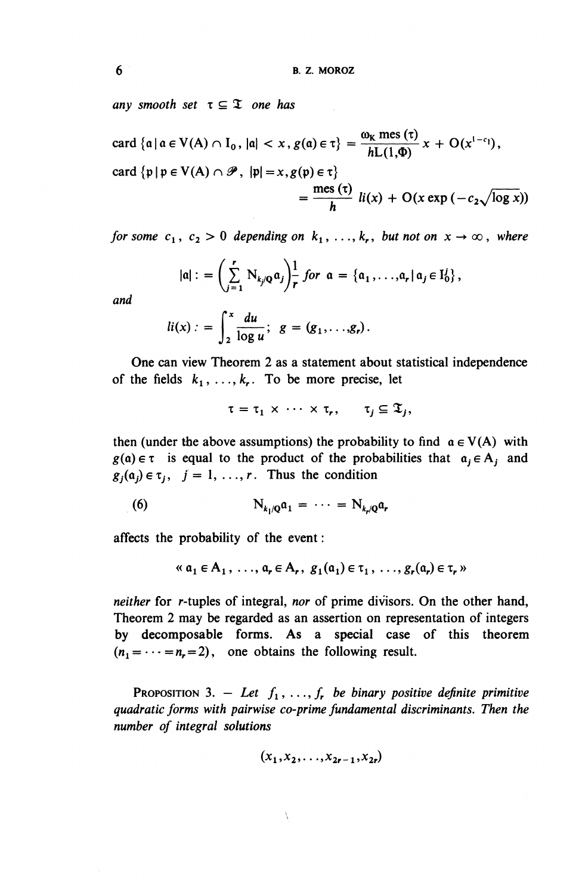*any smooth set* $\tau \subseteq \mathfrak{T}$ *one has*

$$\operatorname{card}\{\mathfrak{a} \mid \mathfrak{a} \in \mathrm{V}(\mathrm{A}) \cap \mathrm{I}_0,\ |\mathfrak{a}| < x,\ g(\mathfrak{a}) \in \tau\} = \frac{\omega_{\mathrm{K}} \operatorname{mes}(\tau)}{h\mathrm{L}(1,\Phi)}\, x + \mathrm{O}(x^{1-c_1}),$$

$$\operatorname{card}\{\mathfrak{p} \mid \mathfrak{p} \in \mathrm{V}(\mathrm{A}) \cap \mathcal{P},\ |\mathfrak{p}| = x,\ g(\mathfrak{p}) \in \tau\} = \frac{\operatorname{mes}(\tau)}{h}\, li(x) + \mathrm{O}(x \exp(-c_2\sqrt{\log x}))$$

*for some* $c_1$, $c_2 > 0$ *depending on* $k_1, \ldots, k_r$, *but not on* $x \to \infty$, *where*

$$|\mathfrak{a}| := \left(\sum_{j=1}^{r} \mathrm{N}_{k_j/\mathbf{Q}}\mathfrak{a}_j\right)\frac{1}{r} \text{ for } \mathfrak{a} = \{\mathfrak{a}_1, \ldots, \mathfrak{a}_r \mid \mathfrak{a}_j \in \mathrm{I}_0^j\},$$

*and*

$$li(x) := \int_2^x \frac{du}{\log u};\quad g = (g_1, \ldots, g_r).$$

One can view Theorem 2 as a statement about statistical independence of the fields $k_1, \ldots, k_r$. To be more precise, let

$$\tau = \tau_1 \times \cdots \times \tau_r, \qquad \tau_j \subseteq \mathfrak{T}_j,$$

then (under the above assumptions) the probability to find $\mathfrak{a} \in \mathrm{V}(\mathrm{A})$ with $g(\mathfrak{a}) \in \tau$ is equal to the product of the probabilities that $\mathfrak{a}_j \in \mathrm{A}_j$ and $g_j(\mathfrak{a}_j) \in \tau_j$, $j = 1, \ldots, r$. Thus the condition

$$\mathrm{N}_{k_1/\mathbf{Q}}\mathfrak{a}_1 = \cdots = \mathrm{N}_{k_r/\mathbf{Q}}\mathfrak{a}_r \tag{6}$$

affects the probability of the event:

$$\text{« } \mathfrak{a}_1 \in \mathrm{A}_1, \ldots, \mathfrak{a}_r \in \mathrm{A}_r,\ g_1(\mathfrak{a}_1) \in \tau_1, \ldots, g_r(\mathfrak{a}_r) \in \tau_r \text{ »}$$

*neither* for $r$-tuples of integral, *nor* of prime divisors. On the other hand, Theorem 2 may be regarded as an assertion on representation of integers by decomposable forms. As a special case of this theorem $(n_1 = \cdots = n_r = 2)$, one obtains the following result.

Proposition 3. — *Let* $f_1, \ldots, f_r$ *be binary positive definite primitive quadratic forms with pairwise co-prime fundamental discriminants. Then the number of integral solutions*

$$(x_1, x_2, \ldots, x_{2r-1}, x_{2r})$$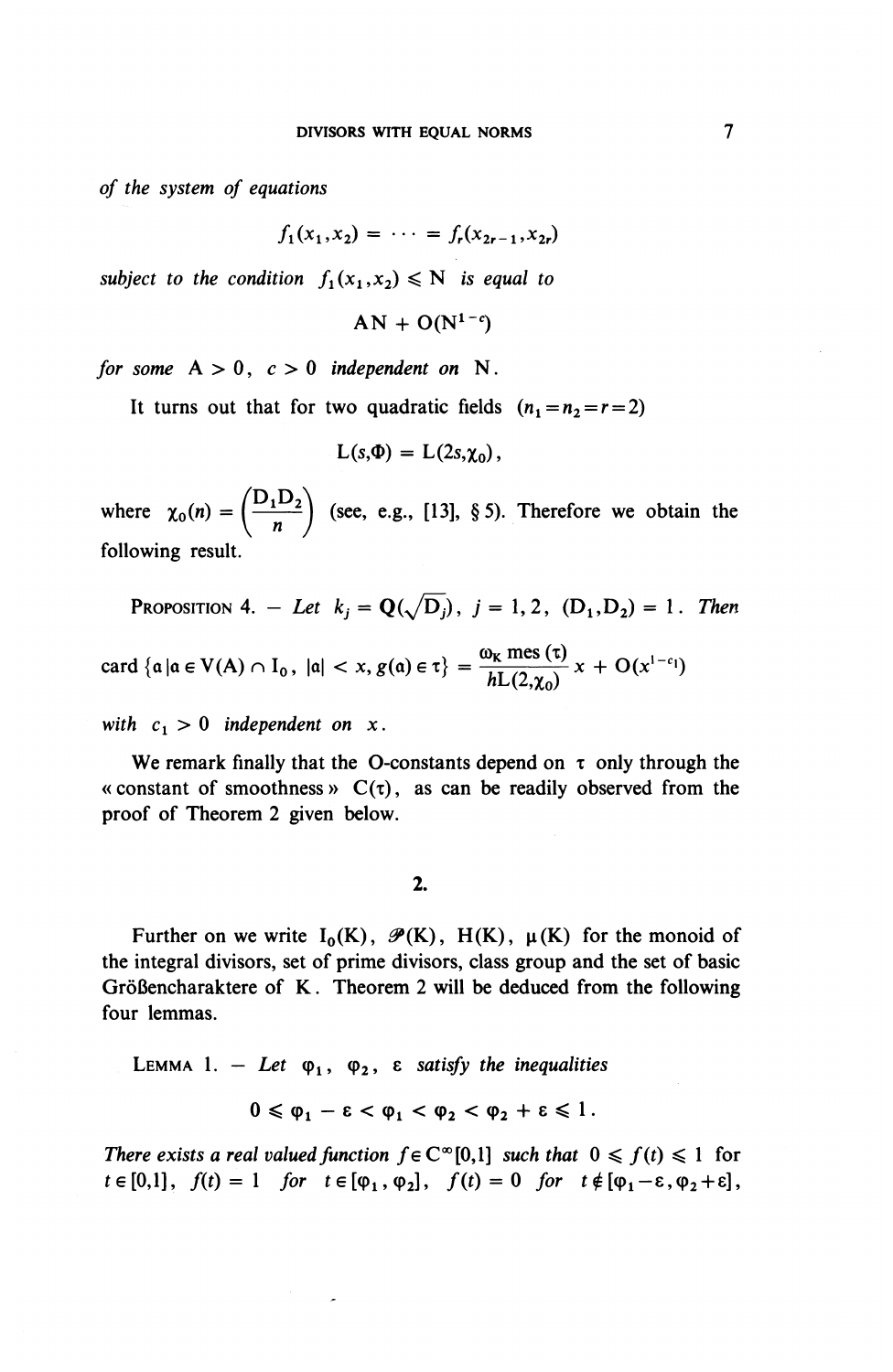*of the system of equations*

$$f_1(x_1,x_2) = \cdots = f_r(x_{2r-1},x_{2r})$$

*subject to the condition* $f_1(x_1,x_2) \leqslant N$ *is equal to*

$$AN + O(N^{1-c})$$

*for some* $A > 0$, $c > 0$ *independent on* $N$.

It turns out that for two quadratic fields $(n_1 = n_2 = r = 2)$

$$L(s,\Phi) = L(2s,\chi_0),$$

where $\chi_0(n) = \left(\frac{D_1 D_2}{n}\right)$ (see, e.g., [13], § 5). Therefore we obtain the following result.

Proposition 4. — *Let* $k_j = \mathbf{Q}(\sqrt{D_j})$, $j = 1,2$, $(D_1,D_2) = 1$. *Then*

$$\operatorname{card}\{\mathfrak{a} \mid \mathfrak{a} \in V(A) \cap I_0,\ |\mathfrak{a}| < x,\ g(\mathfrak{a}) \in \tau\} = \frac{\omega_K \operatorname{mes}(\tau)}{hL(2,\chi_0)}\, x + O(x^{1-c_1})$$

*with* $c_1 > 0$ *independent on* $x$.

We remark finally that the O-constants depend on $\tau$ only through the « constant of smoothness » $C(\tau)$, as can be readily observed from the proof of Theorem 2 given below.

## 2.

Further on we write $I_0(K)$, $\mathscr{P}(K)$, $H(K)$, $\mu(K)$ for the monoid of the integral divisors, set of prime divisors, class group and the set of basic Größencharaktere of $K$. Theorem 2 will be deduced from the following four lemmas.

Lemma 1. — *Let* $\varphi_1$, $\varphi_2$, $\varepsilon$ *satisfy the inequalities*

$$0 \leqslant \varphi_1 - \varepsilon < \varphi_1 < \varphi_2 < \varphi_2 + \varepsilon \leqslant 1.$$

*There exists a real valued function* $f \in C^\infty[0,1]$ *such that* $0 \leqslant f(t) \leqslant 1$ *for* $t \in [0,1]$, $f(t) = 1$ *for* $t \in [\varphi_1, \varphi_2]$, $f(t) = 0$ *for* $t \notin [\varphi_1 - \varepsilon, \varphi_2 + \varepsilon]$,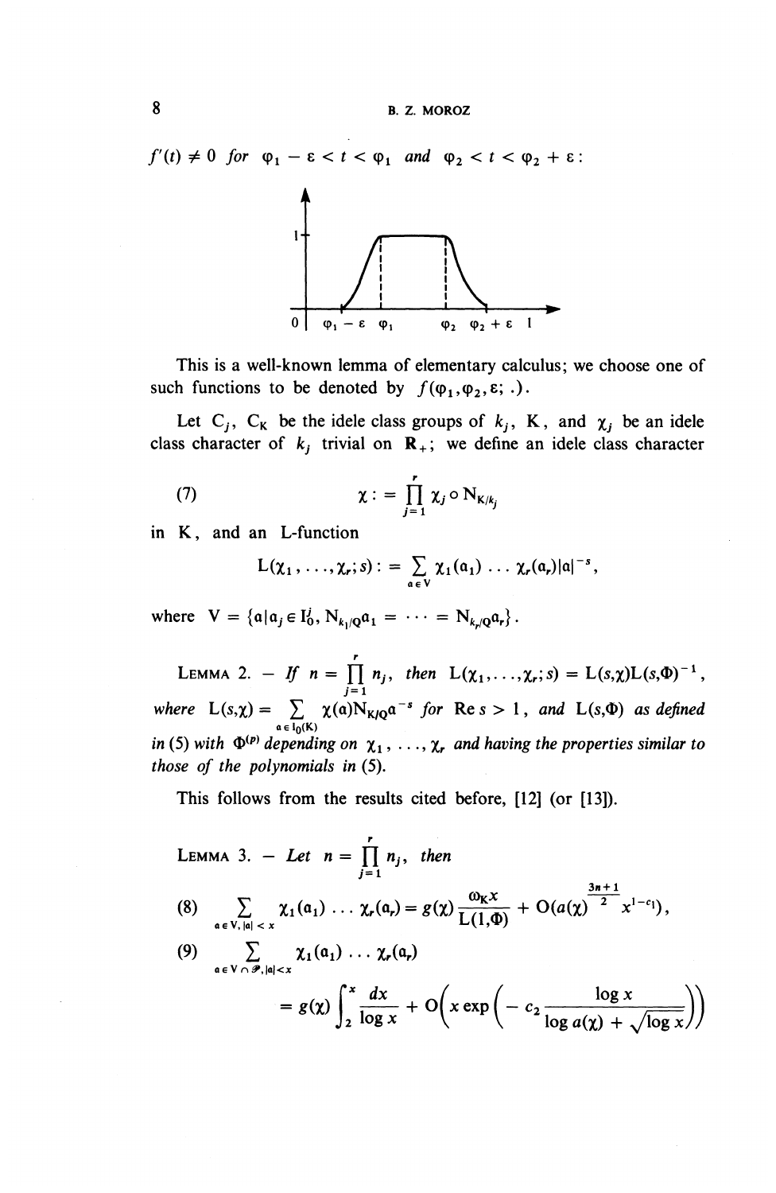$f'(t) \neq 0$ *for* $\varphi_1 - \varepsilon < t < \varphi_1$ *and* $\varphi_2 < t < \varphi_2 + \varepsilon$:

This is a well-known lemma of elementary calculus; we choose one of such functions to be denoted by $f(\varphi_1, \varphi_2, \varepsilon; .)$.

Let $C_j$, $C_K$ be the idele class groups of $k_j$, K, and $\chi_j$ be an idele class character of $k_j$ trivial on $\mathbf{R}_+$; we define an idele class character

$$(7) \qquad \chi := \prod_{j=1}^{r} \chi_j \circ N_{K/k_j}$$

in K, and an L-function

$$L(\chi_1, \ldots, \chi_r; s) := \sum_{\mathfrak{a} \in V} \chi_1(\mathfrak{a}_1) \ldots \chi_r(\mathfrak{a}_r) |\mathfrak{a}|^{-s},$$

where $V = \{\mathfrak{a} \mid \mathfrak{a}_j \in I_0^j,\ N_{k_1/\mathbf{Q}}\mathfrak{a}_1 = \cdots = N_{k_r/\mathbf{Q}}\mathfrak{a}_r\}$.

LEMMA 2. — *If* $n = \prod_{j=1}^{r} n_j$, *then* $L(\chi_1, \ldots, \chi_r; s) = L(s,\chi)L(s,\Phi)^{-1}$, *where* $L(s,\chi) = \sum_{\mathfrak{a} \in I_0(K)} \chi(\mathfrak{a}) N_{K/\mathbf{Q}}\mathfrak{a}^{-s}$ *for* $\mathrm{Re}\, s > 1$, *and* $L(s,\Phi)$ *as defined in* (5) *with* $\Phi^{(p)}$ *depending on* $\chi_1, \ldots, \chi_r$ *and having the properties similar to those of the polynomials in* (5).

This follows from the results cited before, [12] (or [13]).

LEMMA 3. — *Let* $n = \prod_{j=1}^{r} n_j$, *then*

$$(8) \qquad \sum_{\mathfrak{a} \in V, |\mathfrak{a}| < x} \chi_1(\mathfrak{a}_1) \ldots \chi_r(\mathfrak{a}_r) = g(\chi) \frac{\omega_K x}{L(1,\Phi)} + O(a(\chi)^{\frac{3n+1}{2}} x^{1-c_1}),$$

$$(9) \qquad \sum_{\mathfrak{a} \in V \cap \mathscr{P}, |\mathfrak{a}| < x} \chi_1(\mathfrak{a}_1) \ldots \chi_r(\mathfrak{a}_r)$$

$$= g(\chi) \int_2^x \frac{dx}{\log x} + O\left(x \exp\left(-c_2 \frac{\log x}{\log a(\chi) + \sqrt{\log x}}\right)\right)$$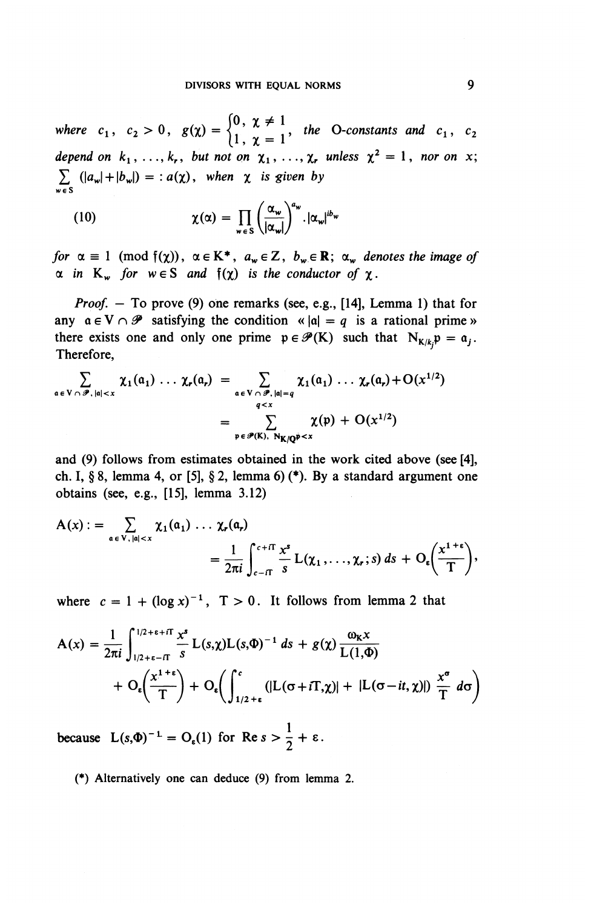where $c_1,\ c_2 > 0$, $g(\chi) = \begin{cases} 0, & \chi \neq 1 \\ 1, & \chi = 1 \end{cases}$, the O-constants and $c_1,\ c_2$ depend on $k_1, \ldots, k_r$, but not on $\chi_1, \ldots, \chi_r$ unless $\chi^2 = 1$, nor on $x$; $\sum_{w \in S} (|a_w| + |b_w|) = : a(\chi)$, when $\chi$ is given by

$$
(10) \qquad \chi(\alpha) = \prod_{w \in S} \left(\frac{\alpha_w}{|\alpha_w|}\right)^{a_w} \cdot |\alpha_w|^{ib_w}
$$

for $\alpha \equiv 1 \pmod{\mathfrak{f}(\chi))}$, $\alpha \in K^*$, $a_w \in \mathbf{Z}$, $b_w \in \mathbf{R}$; $\alpha_w$ denotes the image of $\alpha$ in $K_w$ for $w \in S$ and $\mathfrak{f}(\chi)$ is the conductor of $\chi$.

*Proof.* — To prove (9) one remarks (see, e.g., [14], Lemma 1) that for any $\mathfrak{a} \in V \cap \mathscr{P}$ satisfying the condition « $|\mathfrak{a}| = q$ is a rational prime » there exists one and only one prime $\mathfrak{p} \in \mathscr{P}(K)$ such that $N_{K/k_j}\mathfrak{p} = \mathfrak{a}_j$. Therefore,

$$
\begin{aligned}
\sum_{\mathfrak{a} \in V \cap \mathscr{P},\, |\mathfrak{a}| < x} \chi_1(\mathfrak{a}_1) \ldots \chi_r(\mathfrak{a}_r) &= \sum_{\substack{\mathfrak{a} \in V \cap \mathscr{P},\, |\mathfrak{a}| = q \\ q < x}} \chi_1(\mathfrak{a}_1) \ldots \chi_r(\mathfrak{a}_r) + O(x^{1/2}) \\
&= \sum_{\mathfrak{p} \in \mathscr{P}(K),\ N_{K/\mathbf{Q}}\mathfrak{p} < x} \chi(\mathfrak{p}) + O(x^{1/2})
\end{aligned}
$$

and (9) follows from estimates obtained in the work cited above (see [4], ch. I, § 8, lemma 4, or [5], § 2, lemma 6) (*). By a standard argument one obtains (see, e.g., [15], lemma 3.12)

$$
\begin{aligned}
A(x) : &= \sum_{\mathfrak{a} \in V,\, |\mathfrak{a}| < x} \chi_1(\mathfrak{a}_1) \ldots \chi_r(\mathfrak{a}_r) \\
&= \frac{1}{2\pi i} \int_{c-iT}^{c+iT} \frac{x^s}{s} L(\chi_1, \ldots, \chi_r; s)\, ds + O_\varepsilon\!\left(\frac{x^{1+\varepsilon}}{T}\right),
\end{aligned}
$$

where $c = 1 + (\log x)^{-1}$, $T > 0$. It follows from lemma 2 that

$$
\begin{aligned}
A(x) = \frac{1}{2\pi i} \int_{1/2+\varepsilon-iT}^{1/2+\varepsilon+iT} \frac{x^s}{s} L(s,\chi) L(s,\Phi)^{-1}\, ds + g(\chi) \frac{\omega_K x}{L(1,\Phi)} \\
+ O_\varepsilon\!\left(\frac{x^{1+\varepsilon}}{T}\right) + O_\varepsilon\!\left(\int_{1/2+\varepsilon}^{c} (|L(\sigma+iT,\chi)| + |L(\sigma-it,\chi)|) \frac{x^\sigma}{T}\, d\sigma\right)
\end{aligned}
$$

because $L(s,\Phi)^{-1} = O_\varepsilon(1)$ for $\operatorname{Re} s > \frac{1}{2} + \varepsilon$.

(*) Alternatively one can deduce (9) from lemma 2.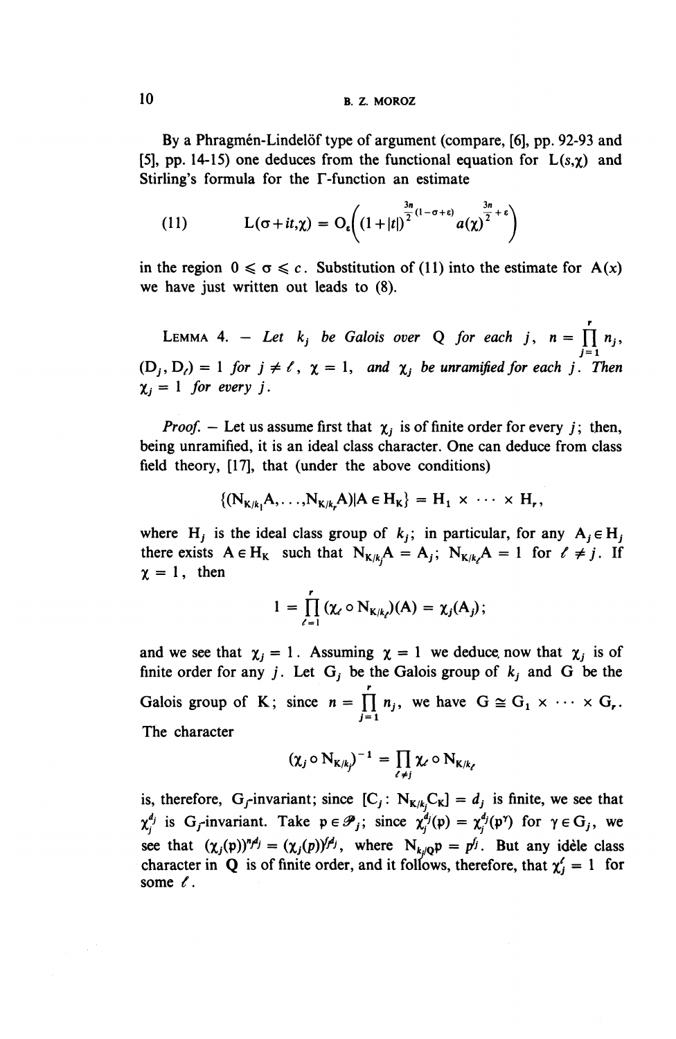By a Phragmén-Lindelöf type of argument (compare, [6], pp. 92-93 and [5], pp. 14-15) one deduces from the functional equation for $L(s,\chi)$ and Stirling's formula for the $\Gamma$-function an estimate

$$(11) \qquad L(\sigma+it,\chi) = O_{\varepsilon}\left((1+|t|)^{\frac{3n}{2}(1-\sigma+\varepsilon)} a(\chi)^{\frac{3n}{2}+\varepsilon}\right)$$

in the region $0 \leqslant \sigma \leqslant c$. Substitution of (11) into the estimate for $A(x)$ we have just written out leads to (8).

LEMMA 4. — *Let $k_j$ be Galois over $Q$ for each $j$, $n = \prod_{j=1}^{r} n_j$, $(D_j, D_\ell) = 1$ for $j \neq \ell$, $\chi = 1$, and $\chi_j$ be unramified for each $j$. Then $\chi_j = 1$ for every $j$.*

*Proof.* — Let us assume first that $\chi_j$ is of finite order for every $j$; then, being unramified, it is an ideal class character. One can deduce from class field theory, [17], that (under the above conditions)

$$\{(N_{K/k_1}A,\ldots,N_{K/k_r}A) | A \in H_K\} = H_1 \times \cdots \times H_r,$$

where $H_j$ is the ideal class group of $k_j$; in particular, for any $A_j \in H_j$ there exists $A \in H_K$ such that $N_{K/k_j}A = A_j$; $N_{K/k_\ell}A = 1$ for $\ell \neq j$. If $\chi = 1$, then

$$1 = \prod_{\ell=1}^{r} (\chi_\ell \circ N_{K/k_\ell})(A) = \chi_j(A_j);$$

and we see that $\chi_j = 1$. Assuming $\chi = 1$ we deduce now that $\chi_j$ is of finite order for any $j$. Let $G_j$ be the Galois group of $k_j$ and $G$ be the Galois group of $K$; since $n = \prod_{j=1}^{r} n_j$, we have $G \cong G_1 \times \cdots \times G_r$. The character

$$(\chi_j \circ N_{K/k_j})^{-1} = \prod_{\ell \neq j} \chi_\ell \circ N_{K/k_\ell}$$

is, therefore, $G_j$-invariant; since $[C_j : N_{K/k_j}C_K] = d_j$ is finite, we see that $\chi_j^{d_j}$ is $G_j$-invariant. Take $\mathfrak{p} \in \mathcal{P}_j$; since $\chi_j^{d_j}(\mathfrak{p}) = \chi_j^{d_j}(\mathfrak{p}^\gamma)$ for $\gamma \in G_j$, we see that $(\chi_j(\mathfrak{p}))^{n_j d_j} = (\chi_j(\mathfrak{p}))^{f_j d_j}$, where $N_{k_j/Q}\mathfrak{p} = p^{f_j}$. But any idèle class character in $Q$ is of finite order, and it follows, therefore, that $\chi_j^\ell = 1$ for some $\ell$.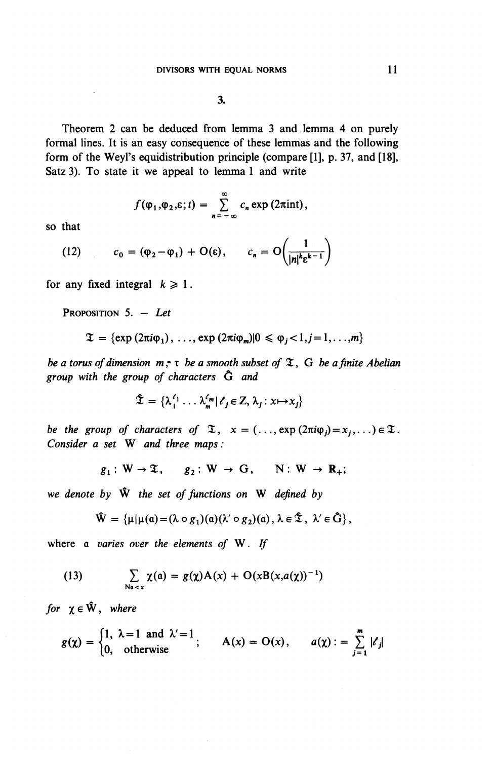## 3.

Theorem 2 can be deduced from lemma 3 and lemma 4 on purely formal lines. It is an easy consequence of these lemmas and the following form of the Weyl's equidistribution principle (compare [1], p. 37, and [18], Satz 3). To state it we appeal to lemma 1 and write

$$f(\varphi_1,\varphi_2,\varepsilon;t) = \sum_{n=-\infty}^{\infty} c_n \exp(2\pi i n t),$$

so that

$$(12) \qquad c_0 = (\varphi_2-\varphi_1) + O(\varepsilon), \qquad c_n = O\left(\frac{1}{|n|^k \varepsilon^{k-1}}\right)$$

for any fixed integral $k \geqslant 1$.

**Proposition 5.** — *Let*

$$\mathfrak{T} = \{\exp(2\pi i\varphi_1), \ldots, \exp(2\pi i\varphi_m) | 0 \leqslant \varphi_j < 1, j=1,\ldots,m\}$$

*be a torus of dimension* $m$, $\tau$ *be a smooth subset of* $\mathfrak{T}$, $G$ *be a finite Abelian group with the group of characters* $\hat{G}$ *and*

$$\hat{\mathfrak{T}} = \{\lambda_1^{\ell_1}\ldots\lambda_m^{\ell_m} | \ell_j \in Z, \lambda_j : x \mapsto x_j\}$$

*be the group of characters of* $\mathfrak{T}$, $x = (\ldots, \exp(2\pi i\varphi_j) = x_j, \ldots) \in \mathfrak{T}$. *Consider a set* $W$ *and three maps:*

$$g_1 : W \to \mathfrak{T}, \qquad g_2 : W \to G, \qquad N : W \to \mathbf{R}_+;$$

*we denote by* $\hat{W}$ *the set of functions on* $W$ *defined by*

$$\hat{W} = \{\mu | \mu(\mathfrak{a}) = (\lambda \circ g_1)(\mathfrak{a})(\lambda' \circ g_2)(\mathfrak{a}), \lambda \in \hat{\mathfrak{T}}, \lambda' \in \hat{G}\},$$

where $\mathfrak{a}$ *varies over the elements of* $W$. *If*

$$(13) \qquad \sum_{N\mathfrak{a}<x} \chi(\mathfrak{a}) = g(\chi)A(x) + O(xB(x,a(\chi))^{-1})$$

*for* $\chi \in \hat{W}$, *where*

$$g(\chi) = \begin{cases} 1, & \lambda=1 \text{ and } \lambda'=1 \\ 0, & \text{otherwise} \end{cases}; \qquad A(x) = O(x), \qquad a(\chi) := \sum_{j=1}^{m} |\ell_j|$$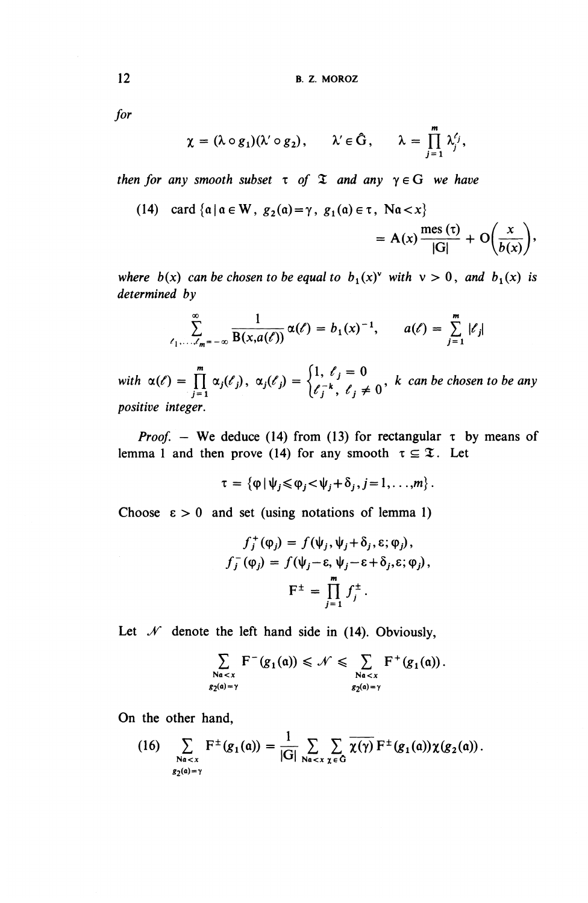*for*

$$\chi = (\lambda \circ g_1)(\lambda' \circ g_2), \qquad \lambda' \in \hat{\mathrm{G}}, \qquad \lambda = \prod_{j=1}^{m} \lambda_j^{\ell_j},$$

*then for any smooth subset* $\tau$ *of* $\mathfrak{T}$ *and any* $\gamma \in \mathrm{G}$ *we have*

$$\text{(14)} \quad \operatorname{card}\{\mathfrak{a} \mid \mathfrak{a} \in \mathrm{W},\ g_2(\mathfrak{a}) = \gamma,\ g_1(\mathfrak{a}) \in \tau,\ \mathrm{N}\mathfrak{a} < x\} = \mathrm{A}(x)\frac{\operatorname{mes}(\tau)}{|\mathrm{G}|} + \mathrm{O}\left(\frac{x}{b(x)}\right),$$

*where* $b(x)$ *can be chosen to be equal to* $b_1(x)^{\nu}$ *with* $\nu > 0$, *and* $b_1(x)$ *is determined by*

$$\sum_{\ell_1,\ldots,\ell_m=-\infty}^{\infty} \frac{1}{\mathrm{B}(x,a(\ell))}\alpha(\ell) = b_1(x)^{-1}, \qquad a(\ell) = \sum_{j=1}^{m} |\ell_j|$$

*with* $\alpha(\ell) = \prod_{j=1}^{m} \alpha_j(\ell_j)$, $\alpha_j(\ell_j) = \begin{cases} 1, & \ell_j = 0 \\ \ell_j^{-k}, & \ell_j \neq 0 \end{cases}$, $k$ *can be chosen to be any positive integer.*

*Proof.* — We deduce (14) from (13) for rectangular $\tau$ by means of lemma 1 and then prove (14) for any smooth $\tau \subseteq \mathfrak{T}$. Let

$$\tau = \{\varphi \mid \psi_j \leqslant \varphi_j < \psi_j + \delta_j, j = 1, \ldots, m\}.$$

Choose $\varepsilon > 0$ and set (using notations of lemma 1)

$$f_j^{+}(\varphi_j) = f(\psi_j, \psi_j + \delta_j, \varepsilon; \varphi_j),$$

$$f_j^{-}(\varphi_j) = f(\psi_j - \varepsilon, \psi_j - \varepsilon + \delta_j, \varepsilon; \varphi_j),$$

$$\mathrm{F}^{\pm} = \prod_{j=1}^{m} f_j^{\pm}.$$

Let $\mathcal{N}$ denote the left hand side in (14). Obviously,

$$\sum_{\substack{\mathrm{N}\mathfrak{a} < x \\ g_2(\mathfrak{a}) = \gamma}} \mathrm{F}^{-}(g_1(\mathfrak{a})) \leqslant \mathcal{N} \leqslant \sum_{\substack{\mathrm{N}\mathfrak{a} < x \\ g_2(\mathfrak{a}) = \gamma}} \mathrm{F}^{+}(g_1(\mathfrak{a})).$$

On the other hand,

$$\text{(16)} \quad \sum_{\substack{\mathrm{N}\mathfrak{a} < x \\ g_2(\mathfrak{a}) = \gamma}} \mathrm{F}^{\pm}(g_1(\mathfrak{a})) = \frac{1}{|\mathrm{G}|} \sum_{\mathrm{N}\mathfrak{a} < x} \sum_{\chi \in \hat{\mathrm{G}}} \overline{\chi(\gamma)}\, \mathrm{F}^{\pm}(g_1(\mathfrak{a}))\chi(g_2(\mathfrak{a})).$$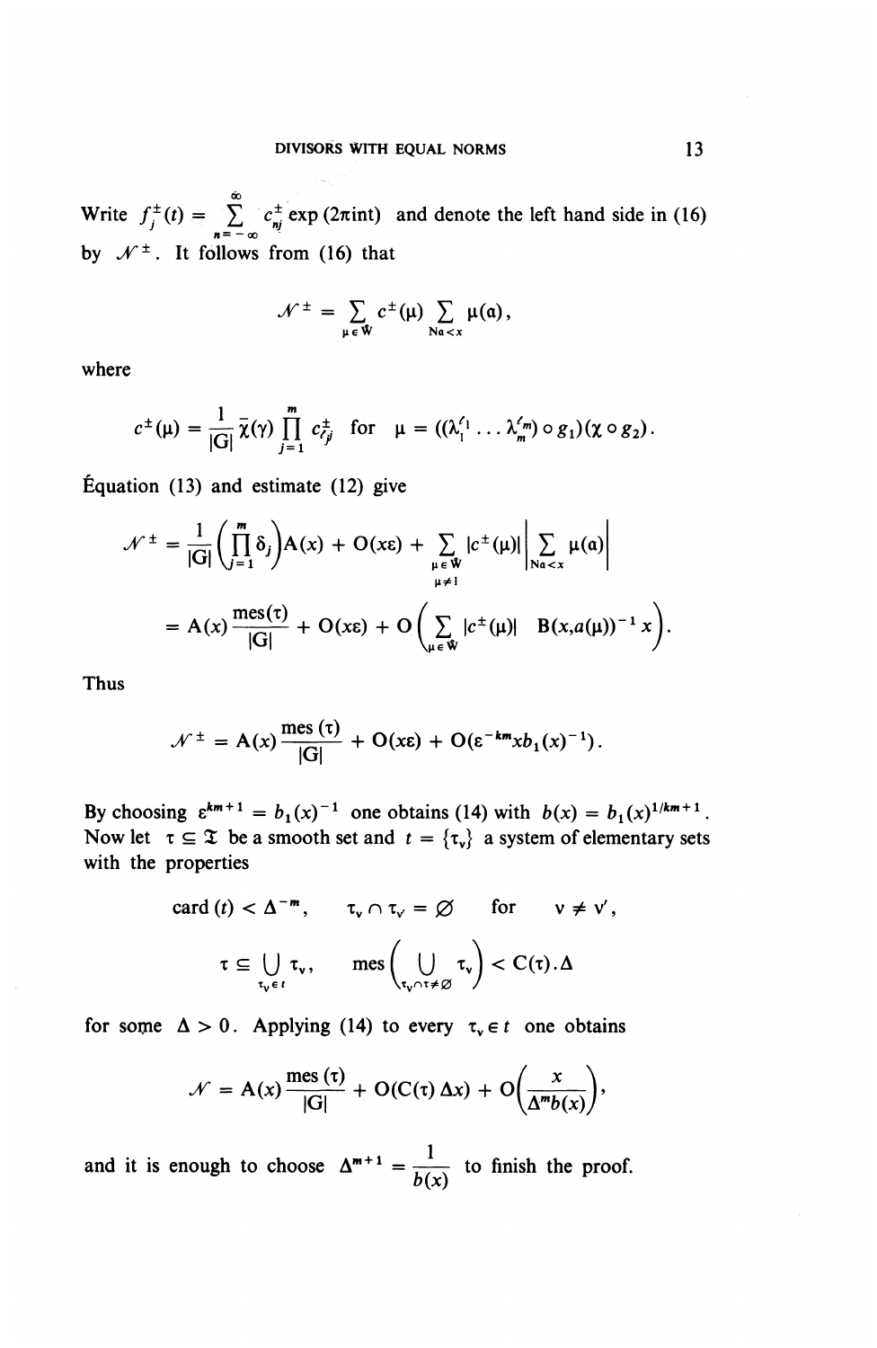Write $f_j^{\pm}(t) = \sum_{n=-\infty}^{\infty} c_{nj}^{\pm} \exp(2\pi i n t)$ and denote the left hand side in (16) by $\mathcal{N}^{\pm}$. It follows from (16) that

$$\mathcal{N}^{\pm} = \sum_{\mu \in \hat{W}} c^{\pm}(\mu) \sum_{Na<x} \mu(a),$$

where

$$c^{\pm}(\mu) = \frac{1}{|G|} \bar{\chi}(\gamma) \prod_{j=1}^{m} c_{\ell_j j}^{\pm} \quad \text{for} \quad \mu = ((\lambda_1^{\ell_1} \ldots \lambda_m^{\ell_m}) \circ g_1)(\chi \circ g_2).$$

Équation (13) and estimate (12) give

$$\begin{aligned} \mathcal{N}^{\pm} &= \frac{1}{|G|}\left(\prod_{j=1}^{m} \delta_j\right) A(x) + O(x\varepsilon) + \sum_{\substack{\mu \in \hat{W} \\ \mu \neq 1}} |c^{\pm}(\mu)| \left| \sum_{Na<x} \mu(a) \right| \\ &= A(x) \frac{\text{mes}(\tau)}{|G|} + O(x\varepsilon) + O\left( \sum_{\mu \in \hat{W}} |c^{\pm}(\mu)| \quad B(x, a(\mu))^{-1} x \right). \end{aligned}$$

Thus

$$\mathcal{N}^{\pm} = A(x) \frac{\text{mes}(\tau)}{|G|} + O(x\varepsilon) + O(\varepsilon^{-km} x b_1(x)^{-1}).$$

By choosing $\varepsilon^{km+1} = b_1(x)^{-1}$ one obtains (14) with $b(x) = b_1(x)^{1/km+1}$. Now let $\tau \subseteq \mathfrak{T}$ be a smooth set and $t = \{\tau_\nu\}$ a system of elementary sets with the properties

$$\text{card}(t) < \Delta^{-m}, \qquad \tau_\nu \cap \tau_{\nu'} = \varnothing \quad \text{for} \quad \nu \neq \nu',$$

$$\tau \subseteq \bigcup_{\tau_\nu \in t} \tau_\nu, \qquad \text{mes}\left( \bigcup_{\tau_\nu \cap \tau \neq \varnothing} \tau_\nu \right) < C(\tau).\Delta$$

for some $\Delta > 0$. Applying (14) to every $\tau_\nu \in t$ one obtains

$$\mathcal{N} = A(x) \frac{\text{mes}(\tau)}{|G|} + O(C(\tau)\Delta x) + O\left( \frac{x}{\Delta^m b(x)} \right),$$

and it is enough to choose $\Delta^{m+1} = \dfrac{1}{b(x)}$ to finish the proof.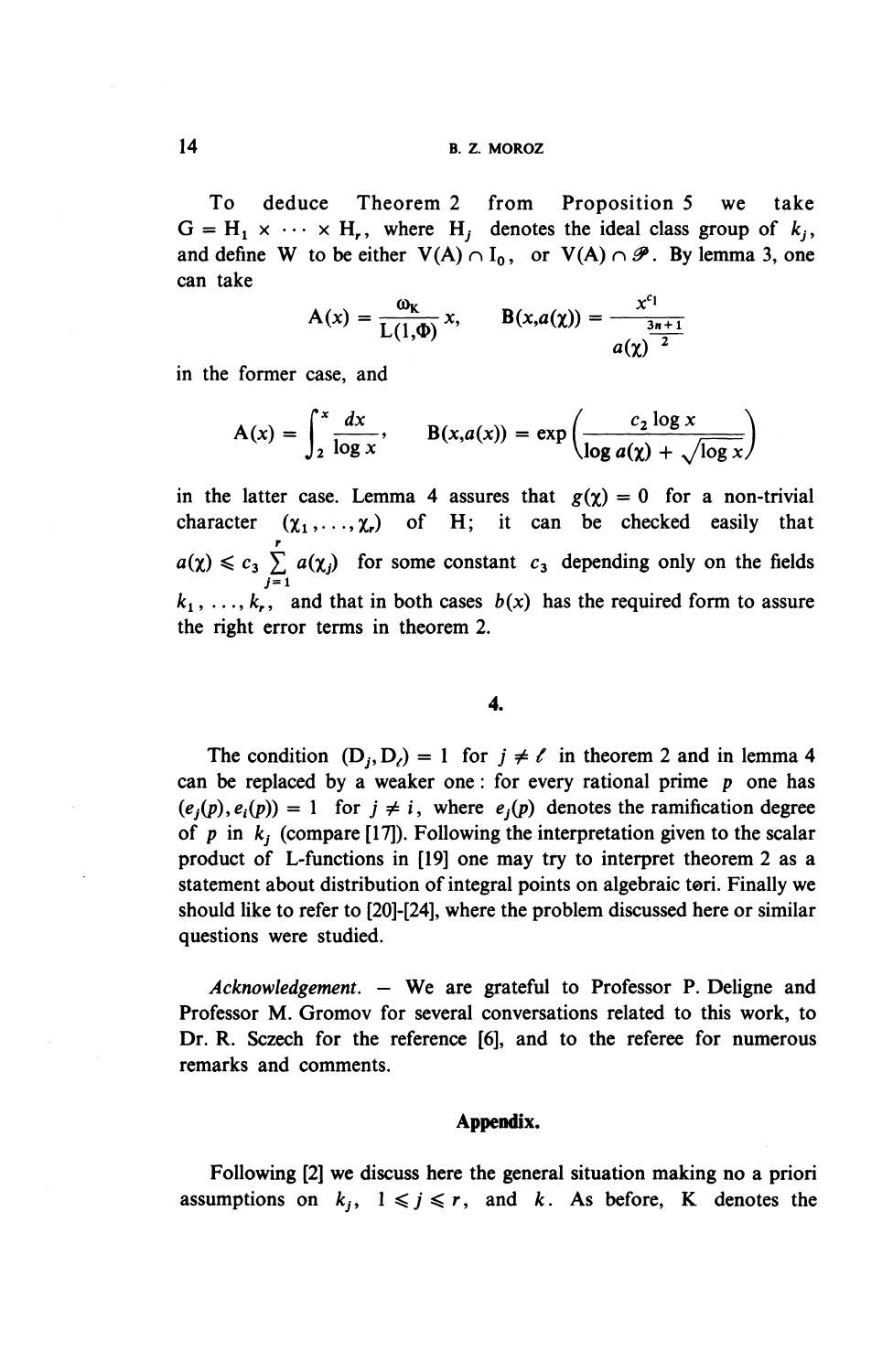To deduce Theorem 2 from Proposition 5 we take $G = H_1 \times \cdots \times H_r$, where $H_j$ denotes the ideal class group of $k_j$, and define W to be either $V(A) \cap I_0$, or $V(A) \cap \mathscr{P}$. By lemma 3, one can take

$$A(x) = \frac{\omega_K}{L(1,\Phi)} x, \qquad B(x,a(\chi)) = \frac{x^{c_1}}{a(\chi)^{\frac{3n+1}{2}}}$$

in the former case, and

$$A(x) = \int_2^x \frac{dx}{\log x}, \qquad B(x,a(x)) = \exp\left(\frac{c_2 \log x}{\log a(\chi) + \sqrt{\log x}}\right)$$

in the latter case. Lemma 4 assures that $g(\chi) = 0$ for a non-trivial character $(\chi_1, \ldots, \chi_r)$ of H; it can be checked easily that $a(\chi) \leqslant c_3 \sum_{j=1}^{r} a(\chi_j)$ for some constant $c_3$ depending only on the fields $k_1, \ldots, k_r$, and that in both cases $b(x)$ has the required form to assure the right error terms in theorem 2.

## 4.

The condition $(D_j, D_\ell) = 1$ for $j \neq \ell$ in theorem 2 and in lemma 4 can be replaced by a weaker one: for every rational prime $p$ one has $(e_j(p), e_i(p)) = 1$ for $j \neq i$, where $e_j(p)$ denotes the ramification degree of $p$ in $k_j$ (compare [17]). Following the interpretation given to the scalar product of L-functions in [19] one may try to interpret theorem 2 as a statement about distribution of integral points on algebraic tori. Finally we should like to refer to [20]-[24], where the problem discussed here or similar questions were studied.

*Acknowledgement.* — We are grateful to Professor P. Deligne and Professor M. Gromov for several conversations related to this work, to Dr. R. Sczech for the reference [6], and to the referee for numerous remarks and comments.

## Appendix.

Following [2] we discuss here the general situation making no a priori assumptions on $k_j$, $1 \leqslant j \leqslant r$, and $k$. As before, K denotes the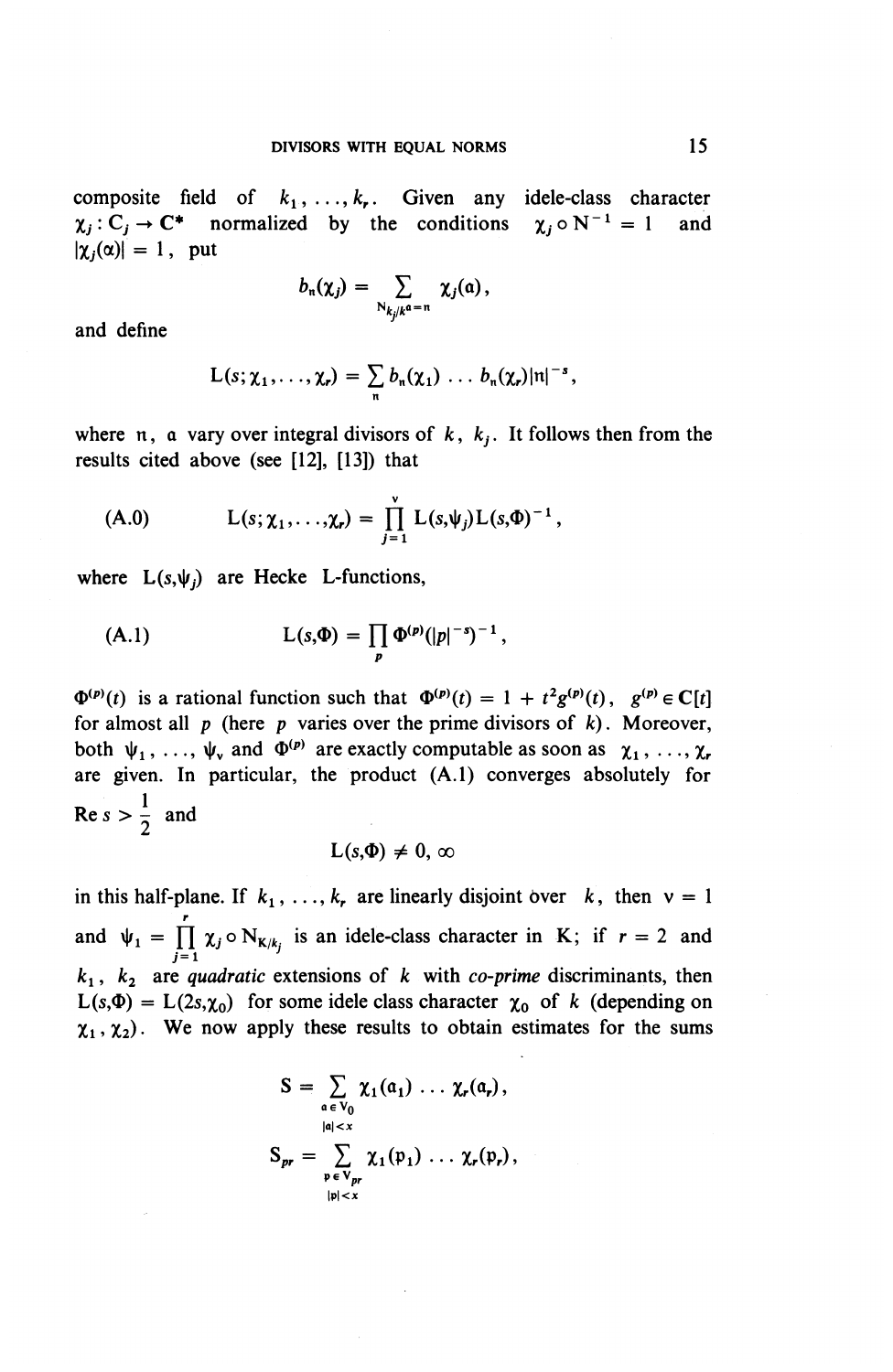composite field of $k_1, \ldots, k_r$. Given any idele-class character $\chi_j : C_j \to \mathbf{C}^*$ normalized by the conditions $\chi_j \circ \mathrm{N}^{-1} = 1$ and $|\chi_j(\alpha)| = 1$, put

$$b_{\mathfrak{n}}(\chi_j) = \sum_{\mathrm{N}_{k_j/k}\mathfrak{a} = \mathfrak{n}} \chi_j(\mathfrak{a}),$$

and define

$$\mathrm{L}(s; \chi_1, \ldots, \chi_r) = \sum_{\mathfrak{n}} b_{\mathfrak{n}}(\chi_1) \ldots b_{\mathfrak{n}}(\chi_r) |\mathfrak{n}|^{-s},$$

where $\mathfrak{n}$, $\mathfrak{a}$ vary over integral divisors of $k$, $k_j$. It follows then from the results cited above (see [12], [13]) that

$$\text{(A.0)} \qquad \mathrm{L}(s; \chi_1, \ldots, \chi_r) = \prod_{j=1}^{\nu} \mathrm{L}(s, \psi_j) \mathrm{L}(s, \Phi)^{-1},$$

where $\mathrm{L}(s, \psi_j)$ are Hecke L-functions,

$$\text{(A.1)} \qquad \mathrm{L}(s, \Phi) = \prod_{\mathfrak{p}} \Phi^{(\mathfrak{p})}(|\mathfrak{p}|^{-s})^{-1},$$

$\Phi^{(\mathfrak{p})}(t)$ is a rational function such that $\Phi^{(\mathfrak{p})}(t) = 1 + t^2 g^{(\mathfrak{p})}(t)$, $g^{(\mathfrak{p})} \in \mathbf{C}[t]$ for almost all $\mathfrak{p}$ (here $\mathfrak{p}$ varies over the prime divisors of $k$). Moreover, both $\psi_1, \ldots, \psi_\nu$ and $\Phi^{(\mathfrak{p})}$ are exactly computable as soon as $\chi_1, \ldots, \chi_r$ are given. In particular, the product (A.1) converges absolutely for $\operatorname{Re} s > \frac{1}{2}$ and

$$\mathrm{L}(s, \Phi) \neq 0, \infty$$

in this half-plane. If $k_1, \ldots, k_r$ are linearly disjoint over $k$, then $\nu = 1$ and $\psi_1 = \prod_{j=1}^{r} \chi_j \circ \mathrm{N}_{\mathrm{K}/k_j}$ is an idele-class character in K; if $r = 2$ and $k_1$, $k_2$ are *quadratic* extensions of $k$ with *co-prime* discriminants, then $\mathrm{L}(s, \Phi) = \mathrm{L}(2s, \chi_0)$ for some idele class character $\chi_0$ of $k$ (depending on $\chi_1, \chi_2$). We now apply these results to obtain estimates for the sums

$$\mathrm{S} = \sum_{\substack{\mathfrak{a} \in \mathrm{V}_0 \\ |\mathfrak{a}| < x}} \chi_1(\mathfrak{a}_1) \ldots \chi_r(\mathfrak{a}_r),$$

$$\mathrm{S}_{pr} = \sum_{\substack{\mathfrak{p} \in \mathrm{V}_{pr} \\ |\mathfrak{p}| < x}} \chi_1(\mathfrak{p}_1) \ldots \chi_r(\mathfrak{p}_r),$$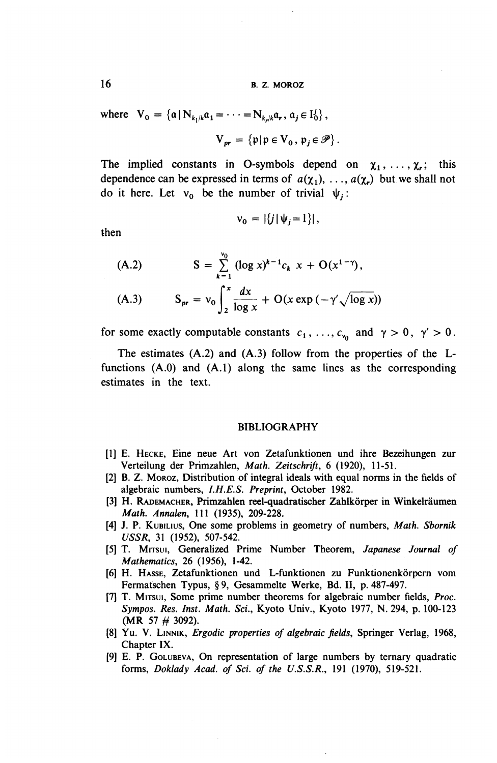where $V_0 = \{\mathfrak{a} \mid N_{k_1/k}\mathfrak{a}_1 = \cdots = N_{k_r/k}\mathfrak{a}_r,\ \mathfrak{a}_j \in I_0^j\}$,

$$V_{pr} = \{\mathfrak{p} \mid \mathfrak{p} \in V_0,\ \mathfrak{p}_j \in \mathscr{P}\}.$$

The implied constants in O-symbols depend on $\chi_1, \ldots, \chi_r$; this dependence can be expressed in terms of $a(\chi_1), \ldots, a(\chi_r)$ but we shall not do it here. Let $\nu_0$ be the number of trivial $\psi_j$:

$$\nu_0 = |\{j \mid \psi_j = 1\}|,$$

then

$$\text{(A.2)} \qquad S = \sum_{k=1}^{\nu_0} (\log x)^{k-1} c_k\, x + O(x^{1-\gamma}),$$

$$\text{(A.3)} \qquad S_{pr} = \nu_0 \int_2^x \frac{dx}{\log x} + O(x \exp(-\gamma' \sqrt{\log x}))$$

for some exactly computable constants $c_1, \ldots, c_{\nu_0}$ and $\gamma > 0$, $\gamma' > 0$.

The estimates (A.2) and (A.3) follow from the properties of the L-functions (A.0) and (A.1) along the same lines as the corresponding estimates in the text.

## BIBLIOGRAPHY

[1] E. Hecke, Eine neue Art von Zetafunktionen und ihre Bezeihungen zur Verteilung der Primzahlen, *Math. Zeitschrift*, 6 (1920), 11-51.

[2] B. Z. Moroz, Distribution of integral ideals with equal norms in the fields of algebraic numbers, *I.H.E.S. Preprint*, October 1982.

[3] H. Rademacher, Primzahlen reel-quadratischer Zahlkörper in Winkelräumen *Math. Annalen*, 111 (1935), 209-228.

[4] J. P. Kubilius, One some problems in geometry of numbers, *Math. Sbornik USSR*, 31 (1952), 507-542.

[5] T. Mitsui, Generalized Prime Number Theorem, *Japanese Journal of Mathematics*, 26 (1956), 1-42.

[6] H. Hasse, Zetafunktionen und L-funktionen zu Funktionenkörpern vom Fermatschen Typus, § 9, Gesammelte Werke, Bd. II, p. 487-497.

[7] T. Mitsui, Some prime number theorems for algebraic number fields, *Proc. Sympos. Res. Inst. Math. Sci.*, Kyoto Univ., Kyoto 1977, N. 294, p. 100-123 (MR 57 # 3092).

[8] Yu. V. Linnik, *Ergodic properties of algebraic fields*, Springer Verlag, 1968, Chapter IX.

[9] E. P. Golubeva, On representation of large numbers by ternary quadratic forms, *Doklady Acad. of Sci. of the U.S.S.R.*, 191 (1970), 519-521.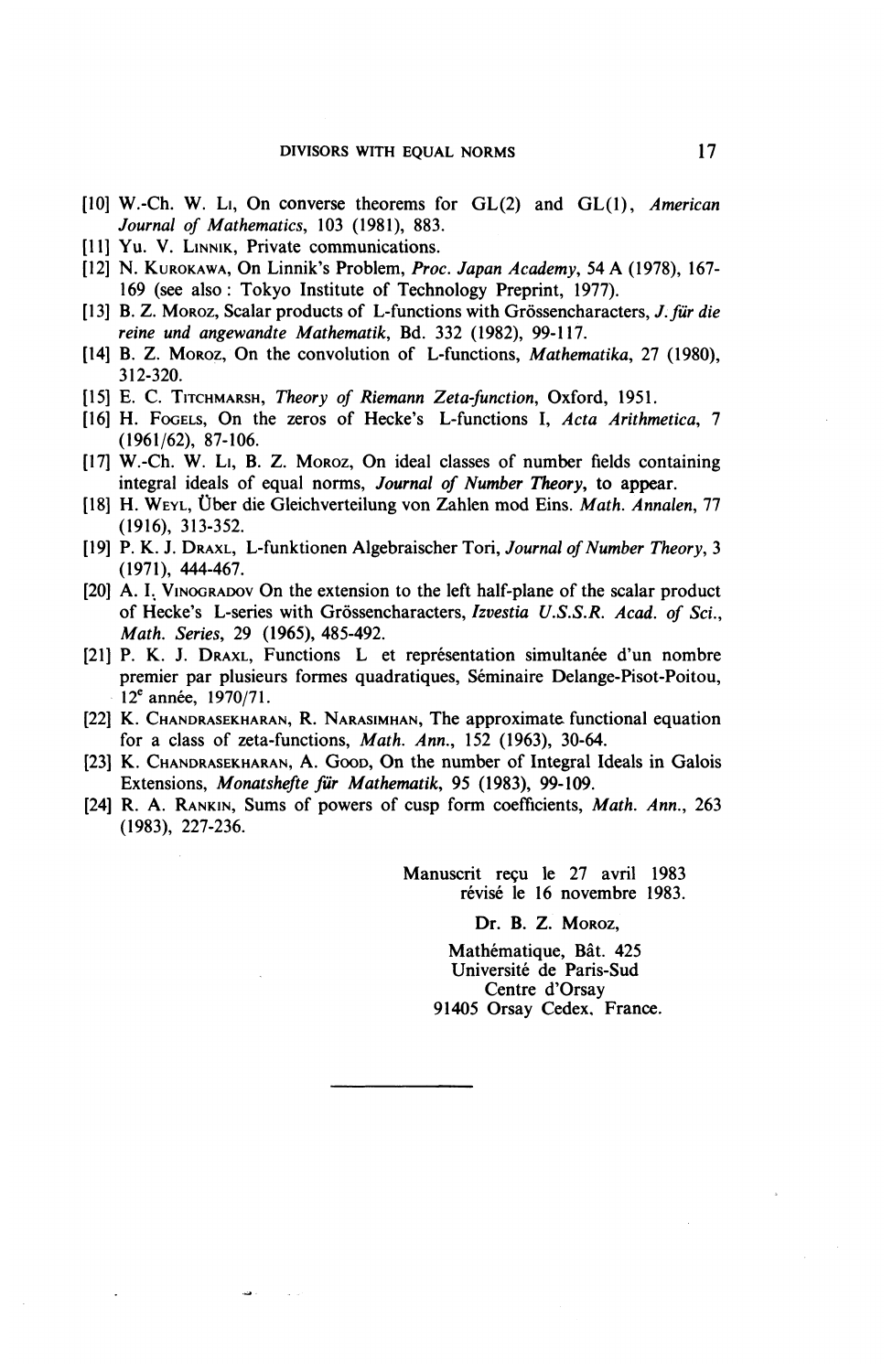[10] W.-Ch. W. Li, On converse theorems for GL(2) and GL(1), *American Journal of Mathematics*, 103 (1981), 883.

[11] Yu. V. Linnik, Private communications.

[12] N. Kurokawa, On Linnik's Problem, *Proc. Japan Academy*, 54 A (1978), 167-169 (see also : Tokyo Institute of Technology Preprint, 1977).

[13] B. Z. Moroz, Scalar products of L-functions with Grössencharacters, *J. für die reine und angewandte Mathematik*, Bd. 332 (1982), 99-117.

[14] B. Z. Moroz, On the convolution of L-functions, *Mathematika*, 27 (1980), 312-320.

[15] E. C. Titchmarsh, *Theory of Riemann Zeta-function*, Oxford, 1951.

[16] H. Fogels, On the zeros of Hecke's L-functions I, *Acta Arithmetica*, 7 (1961/62), 87-106.

[17] W.-Ch. W. Li, B. Z. Moroz, On ideal classes of number fields containing integral ideals of equal norms, *Journal of Number Theory*, to appear.

[18] H. Weyl, Über die Gleichverteilung von Zahlen mod Eins. *Math. Annalen*, 77 (1916), 313-352.

[19] P. K. J. Draxl, L-funktionen Algebraischer Tori, *Journal of Number Theory*, 3 (1971), 444-467.

[20] A. I. Vinogradov On the extension to the left half-plane of the scalar product of Hecke's L-series with Grössencharacters, *Izvestia U.S.S.R. Acad. of Sci., Math. Series*, 29 (1965), 485-492.

[21] P. K. J. Draxl, Functions L et représentation simultanée d'un nombre premier par plusieurs formes quadratiques, Séminaire Delange-Pisot-Poitou, 12ᵉ année, 1970/71.

[22] K. Chandrasekharan, R. Narasimhan, The approximate functional equation for a class of zeta-functions, *Math. Ann.*, 152 (1963), 30-64.

[23] K. Chandrasekharan, A. Good, On the number of Integral Ideals in Galois Extensions, *Monatshefte für Mathematik*, 95 (1983), 99-109.

[24] R. A. Rankin, Sums of powers of cusp form coefficients, *Math. Ann.*, 263 (1983), 227-236.

Manuscrit reçu le 27 avril 1983
révisé le 16 novembre 1983.

Dr. B. Z. Moroz,

Mathématique, Bât. 425
Université de Paris-Sud
Centre d'Orsay
91405 Orsay Cedex, France.